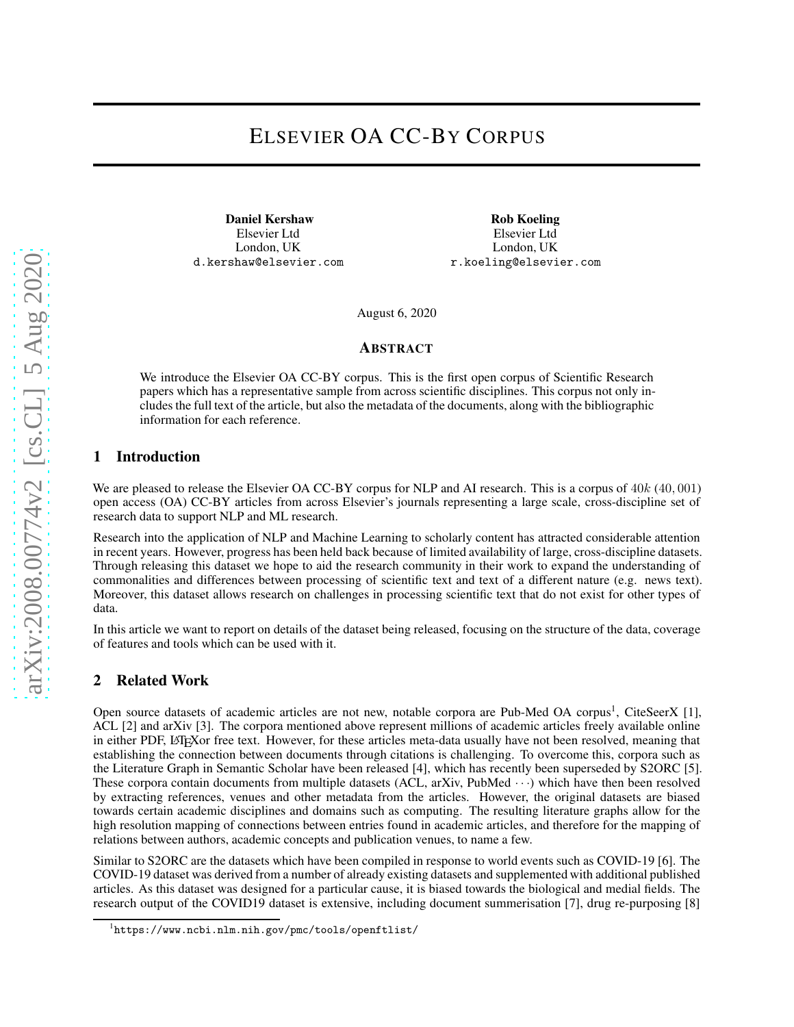# ELSEVIER OA CC-BY CORPUS

**Daniel Kershaw**
Elsevier Ltd
London, UK
d.kershaw@elsevier.com

**Rob Koeling**
Elsevier Ltd
London, UK
r.koeling@elsevier.com

August 6, 2020

## ABSTRACT

We introduce the Elsevier OA CC-BY corpus. This is the first open corpus of Scientific Research papers which has a representative sample from across scientific disciplines. This corpus not only includes the full text of the article, but also the metadata of the documents, along with the bibliographic information for each reference.

## 1 Introduction

We are pleased to release the Elsevier OA CC-BY corpus for NLP and AI research. This is a corpus of $40k$ $(40,001)$ open access (OA) CC-BY articles from across Elsevier's journals representing a large scale, cross-discipline set of research data to support NLP and ML research.

Research into the application of NLP and Machine Learning to scholarly content has attracted considerable attention in recent years. However, progress has been held back because of limited availability of large, cross-discipline datasets. Through releasing this dataset we hope to aid the research community in their work to expand the understanding of commonalities and differences between processing of scientific text and text of a different nature (e.g. news text). Moreover, this dataset allows research on challenges in processing scientific text that do not exist for other types of data.

In this article we want to report on details of the dataset being released, focusing on the structure of the data, coverage of features and tools which can be used with it.

## 2 Related Work

Open source datasets of academic articles are not new, notable corpora are Pub-Med OA corpus[1], CiteSeerX [1], ACL [2] and arXiv [3]. The corpora mentioned above represent millions of academic articles freely available online in either PDF, LaTeXor free text. However, for these articles meta-data usually have not been resolved, meaning that establishing the connection between documents through citations is challenging. To overcome this, corpora such as the Literature Graph in Semantic Scholar have been released [4], which has recently been superseded by S2ORC [5]. These corpora contain documents from multiple datasets (ACL, arXiv, PubMed $\cdots$) which have then been resolved by extracting references, venues and other metadata from the articles. However, the original datasets are biased towards certain academic disciplines and domains such as computing. The resulting literature graphs allow for the high resolution mapping of connections between entries found in academic articles, and therefore for the mapping of relations between authors, academic concepts and publication venues, to name a few.

Similar to S2ORC are the datasets which have been compiled in response to world events such as COVID-19 [6]. The COVID-19 dataset was derived from a number of already existing datasets and supplemented with additional published articles. As this dataset was designed for a particular cause, it is biased towards the biological and medial fields. The research output of the COVID19 dataset is extensive, including document summerisation [7], drug re-purposing [8]

[1] https://www.ncbi.nlm.nih.gov/pmc/tools/openftlist/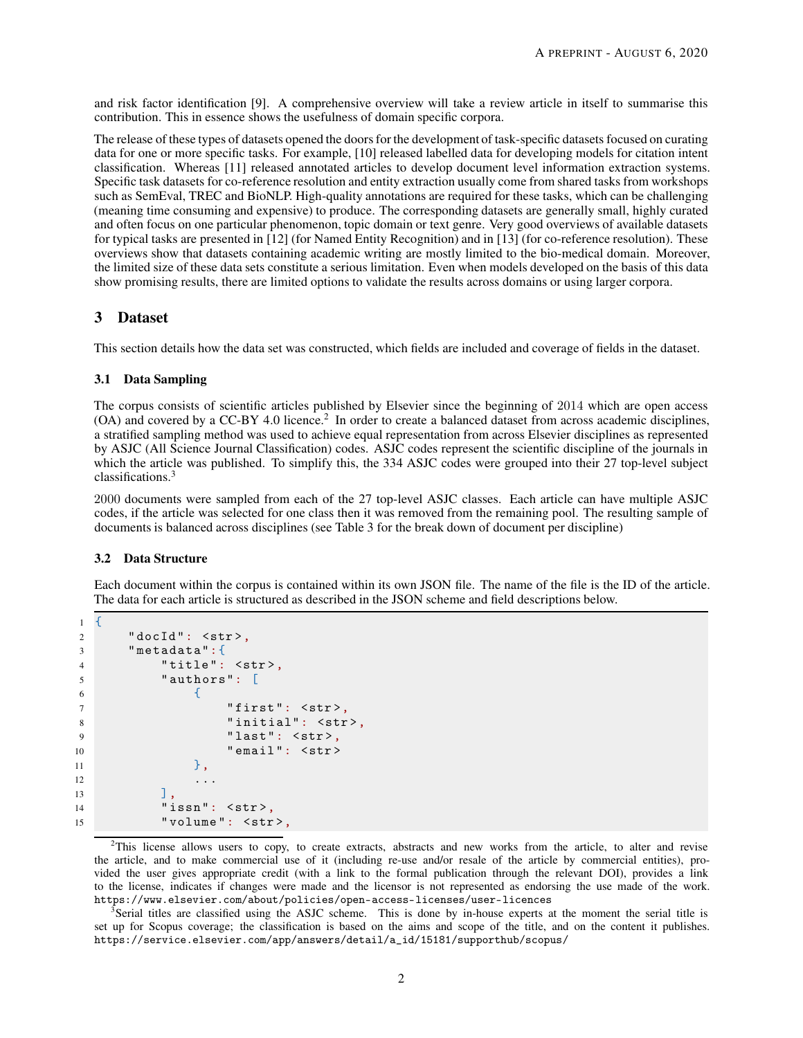and risk factor identification [9]. A comprehensive overview will take a review article in itself to summarise this contribution. This in essence shows the usefulness of domain specific corpora.

The release of these types of datasets opened the doors for the development of task-specific datasets focused on curating data for one or more specific tasks. For example, [10] released labelled data for developing models for citation intent classification. Whereas [11] released annotated articles to develop document level information extraction systems. Specific task datasets for co-reference resolution and entity extraction usually come from shared tasks from workshops such as SemEval, TREC and BioNLP. High-quality annotations are required for these tasks, which can be challenging (meaning time consuming and expensive) to produce. The corresponding datasets are generally small, highly curated and often focus on one particular phenomenon, topic domain or text genre. Very good overviews of available datasets for typical tasks are presented in [12] (for Named Entity Recognition) and in [13] (for co-reference resolution). These overviews show that datasets containing academic writing are mostly limited to the bio-medical domain. Moreover, the limited size of these data sets constitute a serious limitation. Even when models developed on the basis of this data show promising results, there are limited options to validate the results across domains or using larger corpora.

## 3 Dataset

This section details how the data set was constructed, which fields are included and coverage of fields in the dataset.

### 3.1 Data Sampling

The corpus consists of scientific articles published by Elsevier since the beginning of 2014 which are open access (OA) and covered by a CC-BY 4.0 licence.[2] In order to create a balanced dataset from across academic disciplines, a stratified sampling method was used to achieve equal representation from across Elsevier disciplines as represented by ASJC (All Science Journal Classification) codes. ASJC codes represent the scientific discipline of the journals in which the article was published. To simplify this, the 334 ASJC codes were grouped into their 27 top-level subject classifications.[3]

2000 documents were sampled from each of the 27 top-level ASJC classes. Each article can have multiple ASJC codes, if the article was selected for one class then it was removed from the remaining pool. The resulting sample of documents is balanced across disciplines (see Table 3 for the break down of document per discipline)

### 3.2 Data Structure

Each document within the corpus is contained within its own JSON file. The name of the file is the ID of the article. The data for each article is structured as described in the JSON scheme and field descriptions below.

```
{
    "docId": <str>,
    "metadata":{
        "title": <str>,
        "authors": [
            {
                "first": <str>,
                "initial": <str>,
                "last": <str>,
                "email": <str>
            },
            ...
        ],
        "issn": <str>,
        "volume": <str>,
```

[2] This license allows users to copy, to create extracts, abstracts and new works from the article, to alter and revise the article, and to make commercial use of it (including re-use and/or resale of the article by commercial entities), provided the user gives appropriate credit (with a link to the formal publication through the relevant DOI), provides a link to the license, indicates if changes were made and the licensor is not represented as endorsing the use made of the work. https://www.elsevier.com/about/policies/open-access-licenses/user-licences

[3] Serial titles are classified using the ASJC scheme. This is done by in-house experts at the moment the serial title is set up for Scopus coverage; the classification is based on the aims and scope of the title, and on the content it publishes. https://service.elsevier.com/app/answers/detail/a_id/15181/supporthub/scopus/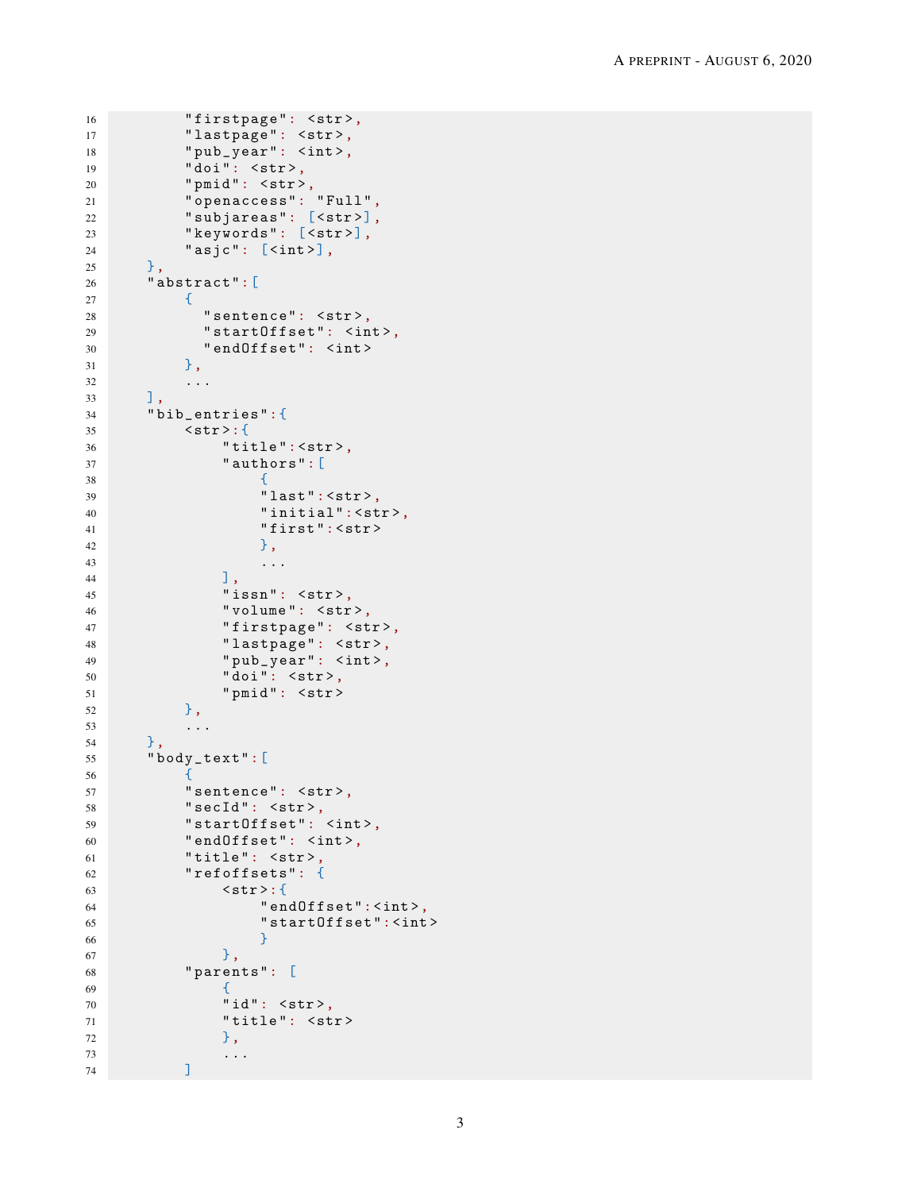```
        "firstpage": <str>,
        "lastpage": <str>,
        "pub_year": <int>,
        "doi": <str>,
        "pmid": <str>,
        "openaccess": "Full",
        "subjareas": [<str>],
        "keywords": [<str>],
        "asjc": [<int>],
    },
    "abstract":[
        {
          "sentence": <str>,
          "startOffset": <int>,
          "endOffset": <int>
        },
        ...
    ],
    "bib_entries":{
        <str>:{
            "title":<str>,
            "authors":[
                {
                "last":<str>,
                "initial":<str>,
                "first":<str>
                },
                ...
            ],
            "issn": <str>,
            "volume": <str>,
            "firstpage": <str>,
            "lastpage": <str>,
            "pub_year": <int>,
            "doi": <str>,
            "pmid": <str>
        },
        ...
    },
    "body_text":[
        {
        "sentence": <str>,
        "secId": <str>,
        "startOffset": <int>,
        "endOffset": <int>,
        "title": <str>,
        "refoffsets": {
            <str>:{
                "endOffset":<int>,
                "startOffset":<int>
                }
            },
        "parents": [
            {
            "id": <str>,
            "title": <str>
            },
            ...
        ]
```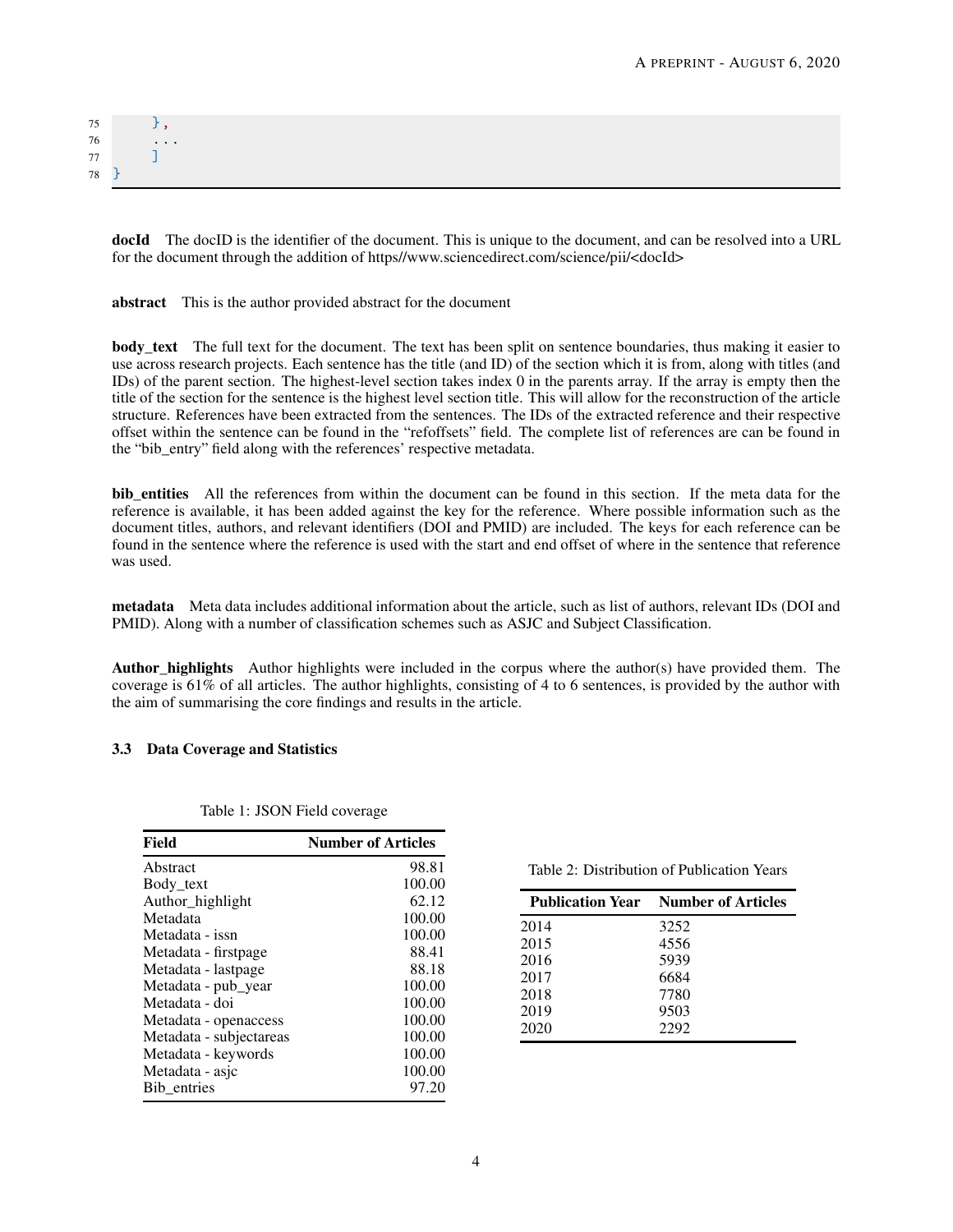```
        },
        ...
        ]
}
```

**docId** The docID is the identifier of the document. This is unique to the document, and can be resolved into a URL for the document through the addition of https//www.sciencedirect.com/science/pii/<docId>

**abstract** This is the author provided abstract for the document

**body_text** The full text for the document. The text has been split on sentence boundaries, thus making it easier to use across research projects. Each sentence has the title (and ID) of the section which it is from, along with titles (and IDs) of the parent section. The highest-level section takes index 0 in the parents array. If the array is empty then the title of the section for the sentence is the highest level section title. This will allow for the reconstruction of the article structure. References have been extracted from the sentences. The IDs of the extracted reference and their respective offset within the sentence can be found in the "refoffsets" field. The complete list of references are can be found in the "bib_entry" field along with the references' respective metadata.

**bib_entities** All the references from within the document can be found in this section. If the meta data for the reference is available, it has been added against the key for the reference. Where possible information such as the document titles, authors, and relevant identifiers (DOI and PMID) are included. The keys for each reference can be found in the sentence where the reference is used with the start and end offset of where in the sentence that reference was used.

**metadata** Meta data includes additional information about the article, such as list of authors, relevant IDs (DOI and PMID). Along with a number of classification schemes such as ASJC and Subject Classification.

**Author_highlights** Author highlights were included in the corpus where the author(s) have provided them. The coverage is 61% of all articles. The author highlights, consisting of 4 to 6 sentences, is provided by the author with the aim of summarising the core findings and results in the article.

### 3.3 Data Coverage and Statistics

Table 1: JSON Field coverage

| Field | Number of Articles |
|---|---|
| Abstract | 98.81 |
| Body_text | 100.00 |
| Author_highlight | 62.12 |
| Metadata | 100.00 |
| Metadata - issn | 100.00 |
| Metadata - firstpage | 88.41 |
| Metadata - lastpage | 88.18 |
| Metadata - pub_year | 100.00 |
| Metadata - doi | 100.00 |
| Metadata - openaccess | 100.00 |
| Metadata - subjectareas | 100.00 |
| Metadata - keywords | 100.00 |
| Metadata - asjc | 100.00 |
| Bib_entries | 97.20 |

Table 2: Distribution of Publication Years

| Publication Year | Number of Articles |
|---|---|
| 2014 | 3252 |
| 2015 | 4556 |
| 2016 | 5939 |
| 2017 | 6684 |
| 2018 | 7780 |
| 2019 | 9503 |
| 2020 | 2292 |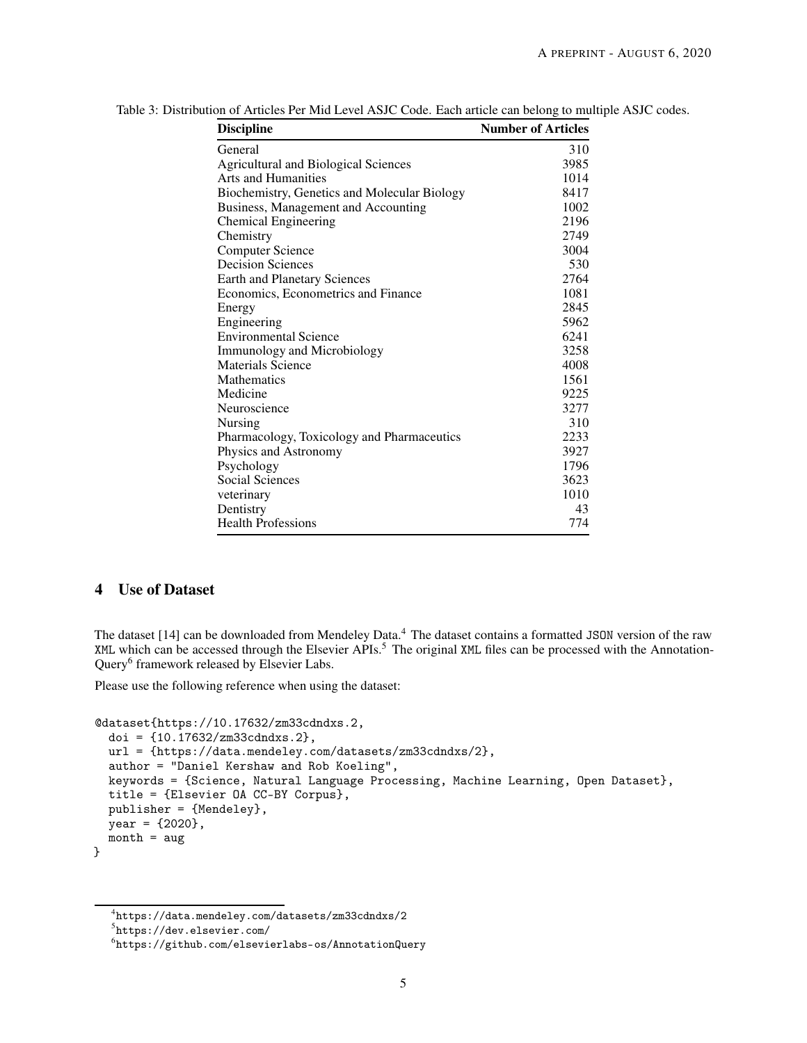Table 3: Distribution of Articles Per Mid Level ASJC Code. Each article can belong to multiple ASJC codes.

| Discipline | Number of Articles |
| --- | --- |
| General | 310 |
| Agricultural and Biological Sciences | 3985 |
| Arts and Humanities | 1014 |
| Biochemistry, Genetics and Molecular Biology | 8417 |
| Business, Management and Accounting | 1002 |
| Chemical Engineering | 2196 |
| Chemistry | 2749 |
| Computer Science | 3004 |
| Decision Sciences | 530 |
| Earth and Planetary Sciences | 2764 |
| Economics, Econometrics and Finance | 1081 |
| Energy | 2845 |
| Engineering | 5962 |
| Environmental Science | 6241 |
| Immunology and Microbiology | 3258 |
| Materials Science | 4008 |
| Mathematics | 1561 |
| Medicine | 9225 |
| Neuroscience | 3277 |
| Nursing | 310 |
| Pharmacology, Toxicology and Pharmaceutics | 2233 |
| Physics and Astronomy | 3927 |
| Psychology | 1796 |
| Social Sciences | 3623 |
| veterinary | 1010 |
| Dentistry | 43 |
| Health Professions | 774 |

## 4 Use of Dataset

The dataset [14] can be downloaded from Mendeley Data.[4] The dataset contains a formatted JSON version of the raw XML which can be accessed through the Elsevier APIs.[5] The original XML files can be processed with the Annotation-Query[6] framework released by Elsevier Labs.

Please use the following reference when using the dataset:

```
@dataset{https://10.17632/zm33cdndxs.2,
  doi = {10.17632/zm33cdndxs.2},
  url = {https://data.mendeley.com/datasets/zm33cdndxs/2},
  author = "Daniel Kershaw and Rob Koeling",
  keywords = {Science, Natural Language Processing, Machine Learning, Open Dataset},
  title = {Elsevier OA CC-BY Corpus},
  publisher = {Mendeley},
  year = {2020},
  month = aug
}
```

[4] https://data.mendeley.com/datasets/zm33cdndxs/2

[5] https://dev.elsevier.com/

[6] https://github.com/elsevierlabs-os/AnnotationQuery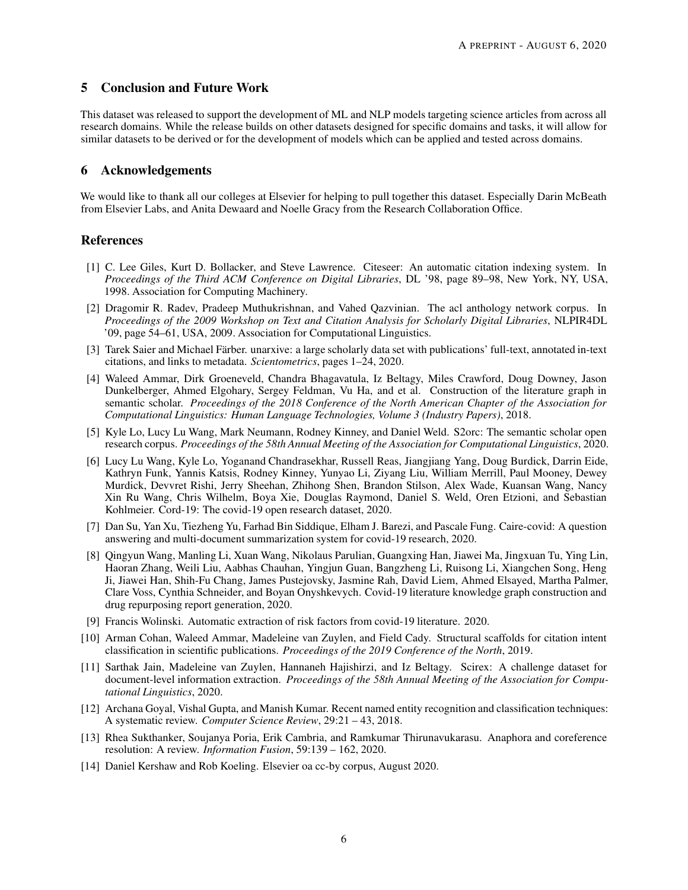## 5 Conclusion and Future Work

This dataset was released to support the development of ML and NLP models targeting science articles from across all research domains. While the release builds on other datasets designed for specific domains and tasks, it will allow for similar datasets to be derived or for the development of models which can be applied and tested across domains.

## 6 Acknowledgements

We would like to thank all our colleges at Elsevier for helping to pull together this dataset. Especially Darin McBeath from Elsevier Labs, and Anita Dewaard and Noelle Gracy from the Research Collaboration Office.

## References

[1] C. Lee Giles, Kurt D. Bollacker, and Steve Lawrence. Citeseer: An automatic citation indexing system. In *Proceedings of the Third ACM Conference on Digital Libraries*, DL '98, page 89–98, New York, NY, USA, 1998. Association for Computing Machinery.

[2] Dragomir R. Radev, Pradeep Muthukrishnan, and Vahed Qazvinian. The acl anthology network corpus. In *Proceedings of the 2009 Workshop on Text and Citation Analysis for Scholarly Digital Libraries*, NLPIR4DL '09, page 54–61, USA, 2009. Association for Computational Linguistics.

[3] Tarek Saier and Michael Färber. unarxive: a large scholarly data set with publications' full-text, annotated in-text citations, and links to metadata. *Scientometrics*, pages 1–24, 2020.

[4] Waleed Ammar, Dirk Groeneveld, Chandra Bhagavatula, Iz Beltagy, Miles Crawford, Doug Downey, Jason Dunkelberger, Ahmed Elgohary, Sergey Feldman, Vu Ha, and et al. Construction of the literature graph in semantic scholar. *Proceedings of the 2018 Conference of the North American Chapter of the Association for Computational Linguistics: Human Language Technologies, Volume 3 (Industry Papers)*, 2018.

[5] Kyle Lo, Lucy Lu Wang, Mark Neumann, Rodney Kinney, and Daniel Weld. S2orc: The semantic scholar open research corpus. *Proceedings of the 58th Annual Meeting of the Association for Computational Linguistics*, 2020.

[6] Lucy Lu Wang, Kyle Lo, Yoganand Chandrasekhar, Russell Reas, Jiangjiang Yang, Doug Burdick, Darrin Eide, Kathryn Funk, Yannis Katsis, Rodney Kinney, Yunyao Li, Ziyang Liu, William Merrill, Paul Mooney, Dewey Murdick, Devvret Rishi, Jerry Sheehan, Zhihong Shen, Brandon Stilson, Alex Wade, Kuansan Wang, Nancy Xin Ru Wang, Chris Wilhelm, Boya Xie, Douglas Raymond, Daniel S. Weld, Oren Etzioni, and Sebastian Kohlmeier. Cord-19: The covid-19 open research dataset, 2020.

[7] Dan Su, Yan Xu, Tiezheng Yu, Farhad Bin Siddique, Elham J. Barezi, and Pascale Fung. Caire-covid: A question answering and multi-document summarization system for covid-19 research, 2020.

[8] Qingyun Wang, Manling Li, Xuan Wang, Nikolaus Parulian, Guangxing Han, Jiawei Ma, Jingxuan Tu, Ying Lin, Haoran Zhang, Weili Liu, Aabhas Chauhan, Yingjun Guan, Bangzheng Li, Ruisong Li, Xiangchen Song, Heng Ji, Jiawei Han, Shih-Fu Chang, James Pustejovsky, Jasmine Rah, David Liem, Ahmed Elsayed, Martha Palmer, Clare Voss, Cynthia Schneider, and Boyan Onyshkevych. Covid-19 literature knowledge graph construction and drug repurposing report generation, 2020.

[9] Francis Wolinski. Automatic extraction of risk factors from covid-19 literature. 2020.

[10] Arman Cohan, Waleed Ammar, Madeleine van Zuylen, and Field Cady. Structural scaffolds for citation intent classification in scientific publications. *Proceedings of the 2019 Conference of the North*, 2019.

[11] Sarthak Jain, Madeleine van Zuylen, Hannaneh Hajishirzi, and Iz Beltagy. Scirex: A challenge dataset for document-level information extraction. *Proceedings of the 58th Annual Meeting of the Association for Computational Linguistics*, 2020.

[12] Archana Goyal, Vishal Gupta, and Manish Kumar. Recent named entity recognition and classification techniques: A systematic review. *Computer Science Review*, 29:21 – 43, 2018.

[13] Rhea Sukthanker, Soujanya Poria, Erik Cambria, and Ramkumar Thirunavukarasu. Anaphora and coreference resolution: A review. *Information Fusion*, 59:139 – 162, 2020.

[14] Daniel Kershaw and Rob Koeling. Elsevier oa cc-by corpus, August 2020.